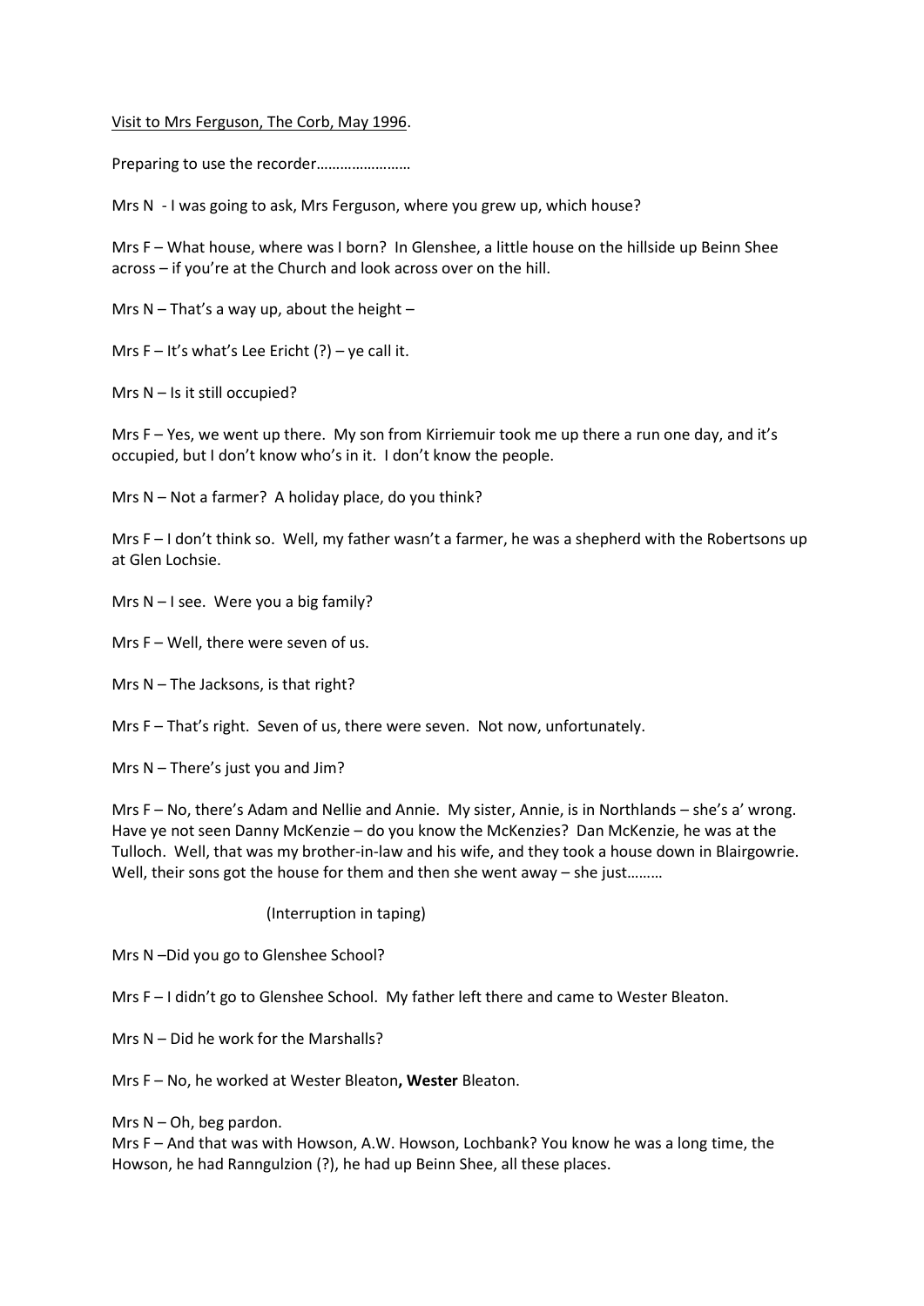<u>Visit to Mrs Ferguson, The Corb, May 1996</u>.

Preparing to use the recorder……………………

Mrs N - I was going to ask, Mrs Ferguson, where you grew up, which house?

Mrs F – What house, where was I born? In Glenshee, a little house on the hillside up Beinn Shee across – if you're at the Church and look across over on the hill.

Mrs N – That's a way up, about the height –

Mrs F – It's what's Lee Ericht (?) – ye call it.

Mrs N – Is it still occupied?

Mrs F – Yes, we went up there. My son from Kirriemuir took me up there a run one day, and it's occupied, but I don't know who's in it. I don't know the people.

Mrs N – Not a farmer? A holiday place, do you think?

Mrs F – I don't think so. Well, my father wasn't a farmer, he was a shepherd with the Robertsons up at Glen Lochsie.

Mrs N – I see. Were you a big family?

Mrs F – Well, there were seven of us.

Mrs N – The Jacksons, is that right?

Mrs F – That's right. Seven of us, there were seven. Not now, unfortunately.

Mrs N – There's just you and Jim?

Mrs F – No, there's Adam and Nellie and Annie. My sister, Annie, is in Northlands – she's a' wrong. Have ye not seen Danny McKenzie – do you know the McKenzies? Dan McKenzie, he was at the Tulloch. Well, that was my brother-in-law and his wife, and they took a house down in Blairgowrie. Well, their sons got the house for them and then she went away – she just………

(Interruption in taping)

Mrs N –Did you go to Glenshee School?

Mrs F – I didn't go to Glenshee School. My father left there and came to Wester Bleaton.

Mrs N – Did he work for the Marshalls?

Mrs F – No, he worked at Wester Bleaton**, Wester** Bleaton.

Mrs N – Oh, beg pardon.

Mrs F – And that was with Howson, A.W. Howson, Lochbank? You know he was a long time, the Howson, he had Ranngulzion (?), he had up Beinn Shee, all these places.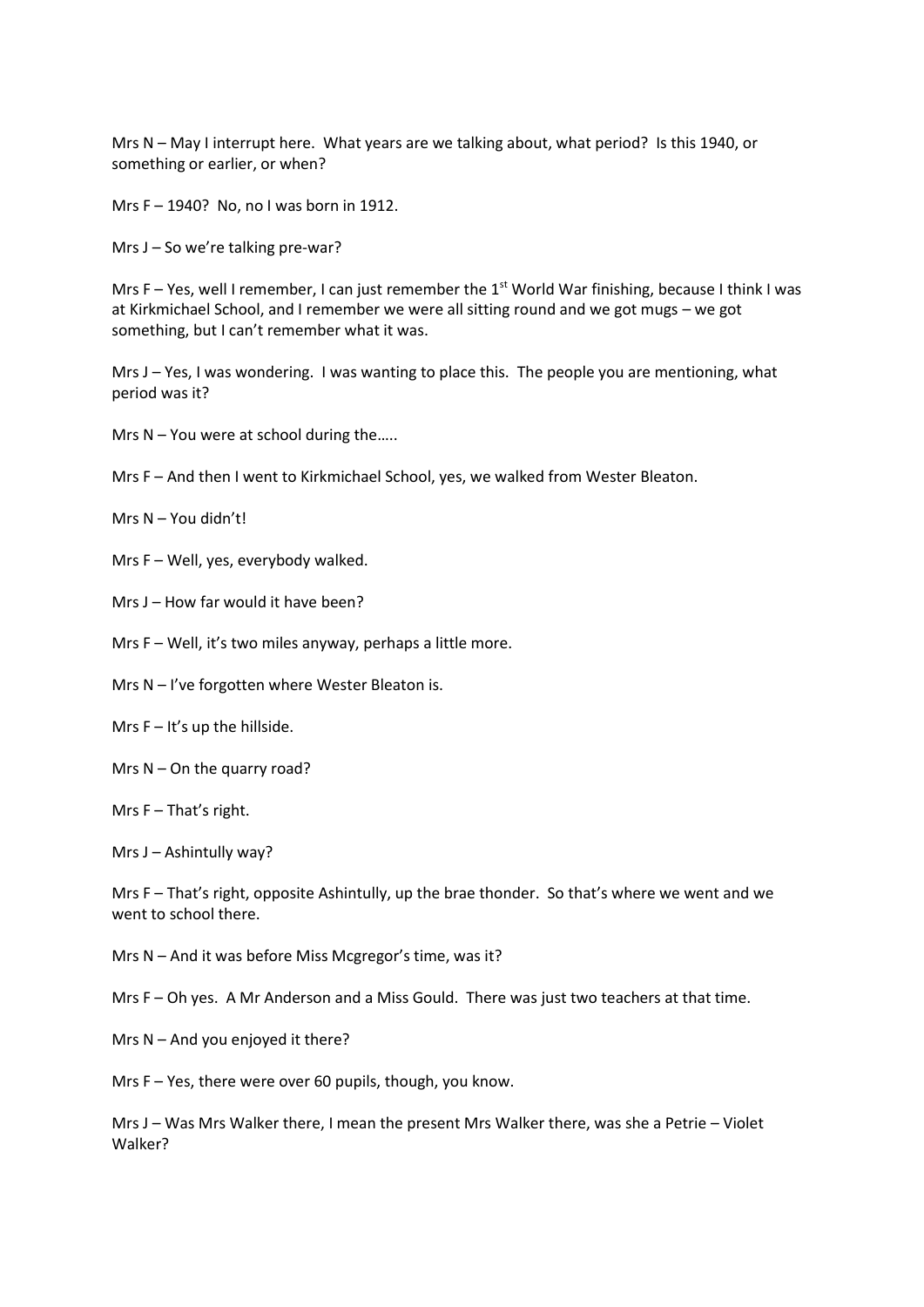Mrs N – May I interrupt here. What years are we talking about, what period? Is this 1940, or something or earlier, or when?

Mrs F – 1940? No, no I was born in 1912.

Mrs J – So we're talking pre-war?

Mrs F – Yes, well I remember, I can just remember the 1st World War finishing, because I think I was at Kirkmichael School, and I remember we were all sitting round and we got mugs – we got something, but I can't remember what it was.

Mrs J – Yes, I was wondering. I was wanting to place this. The people you are mentioning, what period was it?

Mrs N – You were at school during the…..

Mrs F – And then I went to Kirkmichael School, yes, we walked from Wester Bleaton.

Mrs N – You didn't!

Mrs F – Well, yes, everybody walked.

Mrs J – How far would it have been?

Mrs F – Well, it's two miles anyway, perhaps a little more.

Mrs N – I've forgotten where Wester Bleaton is.

Mrs F – It's up the hillside.

Mrs N – On the quarry road?

Mrs F – That's right.

Mrs J – Ashintully way?

Mrs F – That's right, opposite Ashintully, up the brae thonder. So that's where we went and we went to school there.

Mrs N – And it was before Miss Mcgregor's time, was it?

Mrs F – Oh yes. A Mr Anderson and a Miss Gould. There was just two teachers at that time.

Mrs N – And you enjoyed it there?

Mrs F – Yes, there were over 60 pupils, though, you know.

Mrs J – Was Mrs Walker there, I mean the present Mrs Walker there, was she a Petrie – Violet Walker?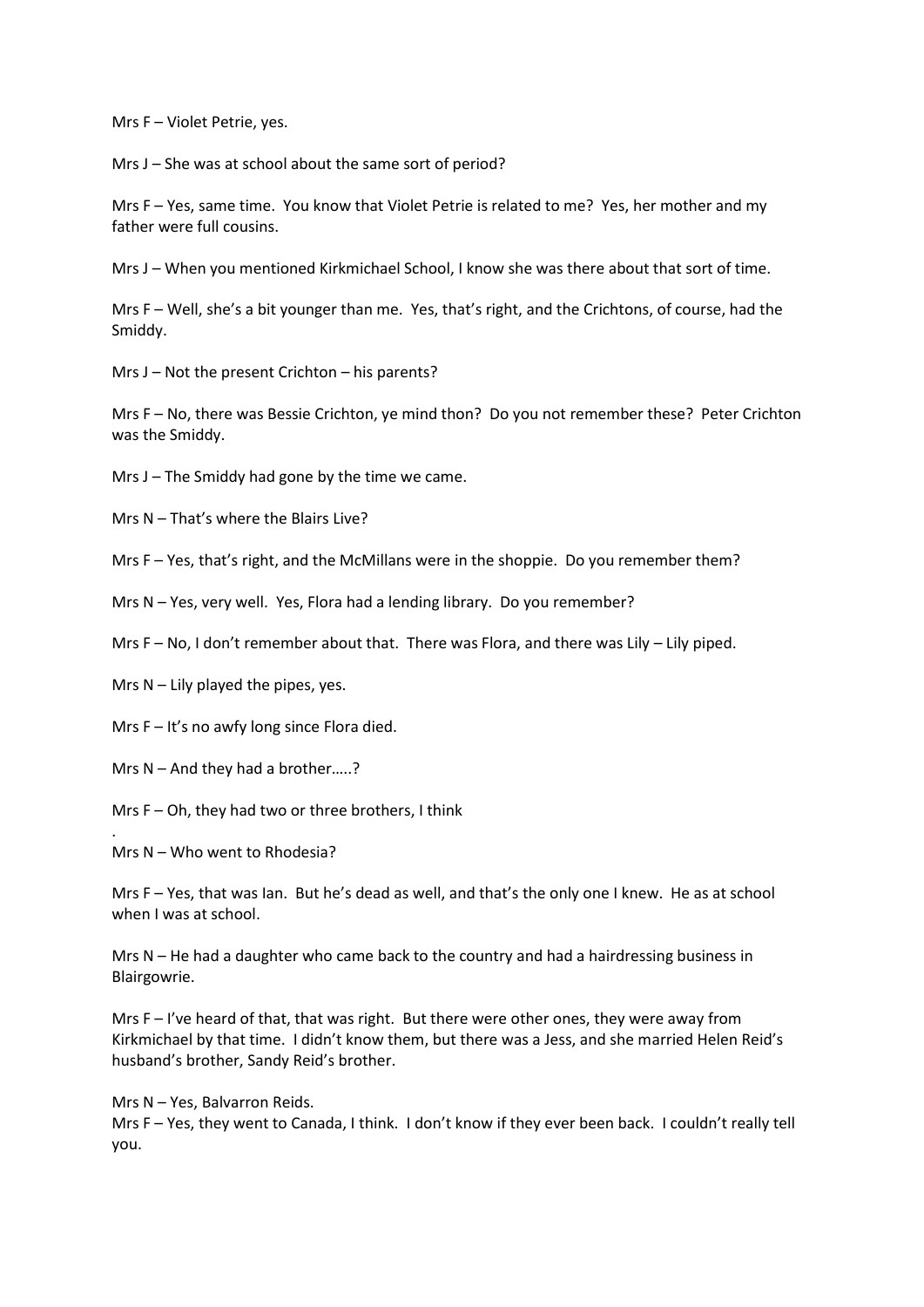Mrs F – Violet Petrie, yes.

Mrs J – She was at school about the same sort of period?

Mrs F – Yes, same time. You know that Violet Petrie is related to me? Yes, her mother and my father were full cousins.

Mrs J – When you mentioned Kirkmichael School, I know she was there about that sort of time.

Mrs F – Well, she's a bit younger than me. Yes, that's right, and the Crichtons, of course, had the Smiddy.

Mrs J – Not the present Crichton – his parents?

Mrs F – No, there was Bessie Crichton, ye mind thon? Do you not remember these? Peter Crichton was the Smiddy.

Mrs J – The Smiddy had gone by the time we came.

Mrs N – That's where the Blairs Live?

Mrs F – Yes, that's right, and the McMillans were in the shoppie. Do you remember them?

Mrs N – Yes, very well. Yes, Flora had a lending library. Do you remember?

Mrs F – No, I don't remember about that. There was Flora, and there was Lily – Lily piped.

Mrs N – Lily played the pipes, yes.

Mrs F – It's no awfy long since Flora died.

Mrs N – And they had a brother…..?

Mrs F – Oh, they had two or three brothers, I think

.
Mrs N – Who went to Rhodesia?

Mrs F – Yes, that was Ian. But he's dead as well, and that's the only one I knew. He as at school when I was at school.

Mrs N – He had a daughter who came back to the country and had a hairdressing business in Blairgowrie.

Mrs F – I've heard of that, that was right. But there were other ones, they were away from Kirkmichael by that time. I didn't know them, but there was a Jess, and she married Helen Reid's husband's brother, Sandy Reid's brother.

Mrs N – Yes, Balvarron Reids.
Mrs F – Yes, they went to Canada, I think. I don't know if they ever been back. I couldn't really tell you.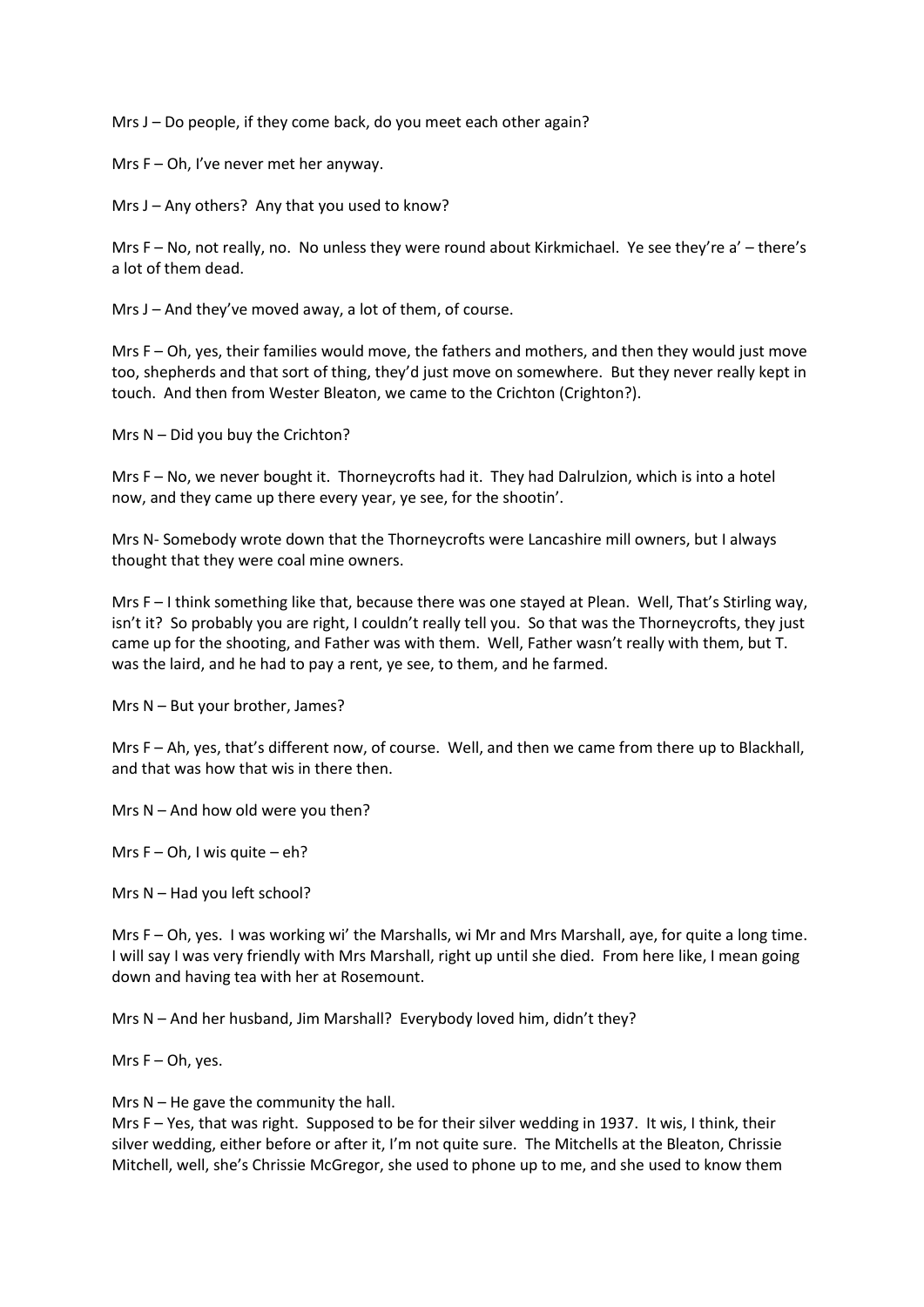Mrs J – Do people, if they come back, do you meet each other again?

Mrs F – Oh, I've never met her anyway.

Mrs J – Any others? Any that you used to know?

Mrs F – No, not really, no. No unless they were round about Kirkmichael. Ye see they're a' – there's a lot of them dead.

Mrs J – And they've moved away, a lot of them, of course.

Mrs F – Oh, yes, their families would move, the fathers and mothers, and then they would just move too, shepherds and that sort of thing, they'd just move on somewhere. But they never really kept in touch. And then from Wester Bleaton, we came to the Crichton (Crighton?).

Mrs N – Did you buy the Crichton?

Mrs F – No, we never bought it. Thorneycrofts had it. They had Dalrulzion, which is into a hotel now, and they came up there every year, ye see, for the shootin'.

Mrs N- Somebody wrote down that the Thorneycrofts were Lancashire mill owners, but I always thought that they were coal mine owners.

Mrs F – I think something like that, because there was one stayed at Plean. Well, That's Stirling way, isn't it? So probably you are right, I couldn't really tell you. So that was the Thorneycrofts, they just came up for the shooting, and Father was with them. Well, Father wasn't really with them, but T. was the laird, and he had to pay a rent, ye see, to them, and he farmed.

Mrs N – But your brother, James?

Mrs F – Ah, yes, that's different now, of course. Well, and then we came from there up to Blackhall, and that was how that wis in there then.

Mrs N – And how old were you then?

Mrs F – Oh, I wis quite – eh?

Mrs N – Had you left school?

Mrs F – Oh, yes. I was working wi' the Marshalls, wi Mr and Mrs Marshall, aye, for quite a long time. I will say I was very friendly with Mrs Marshall, right up until she died. From here like, I mean going down and having tea with her at Rosemount.

Mrs N – And her husband, Jim Marshall? Everybody loved him, didn't they?

Mrs F – Oh, yes.

Mrs N – He gave the community the hall.
Mrs F – Yes, that was right. Supposed to be for their silver wedding in 1937. It wis, I think, their silver wedding, either before or after it, I'm not quite sure. The Mitchells at the Bleaton, Chrissie Mitchell, well, she's Chrissie McGregor, she used to phone up to me, and she used to know them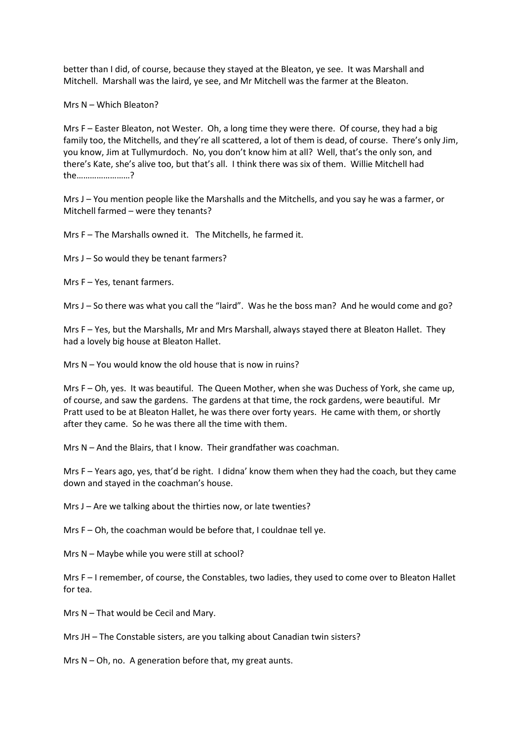better than I did, of course, because they stayed at the Bleaton, ye see. It was Marshall and Mitchell. Marshall was the laird, ye see, and Mr Mitchell was the farmer at the Bleaton.

Mrs N – Which Bleaton?

Mrs F – Easter Bleaton, not Wester. Oh, a long time they were there. Of course, they had a big family too, the Mitchells, and they're all scattered, a lot of them is dead, of course. There's only Jim, you know, Jim at Tullymurdoch. No, you don't know him at all? Well, that's the only son, and there's Kate, she's alive too, but that's all. I think there was six of them. Willie Mitchell had the……………………?

Mrs J – You mention people like the Marshalls and the Mitchells, and you say he was a farmer, or Mitchell farmed – were they tenants?

Mrs F – The Marshalls owned it. The Mitchells, he farmed it.

Mrs J – So would they be tenant farmers?

Mrs F – Yes, tenant farmers.

Mrs J – So there was what you call the "laird". Was he the boss man? And he would come and go?

Mrs F – Yes, but the Marshalls, Mr and Mrs Marshall, always stayed there at Bleaton Hallet. They had a lovely big house at Bleaton Hallet.

Mrs N – You would know the old house that is now in ruins?

Mrs F – Oh, yes. It was beautiful. The Queen Mother, when she was Duchess of York, she came up, of course, and saw the gardens. The gardens at that time, the rock gardens, were beautiful. Mr Pratt used to be at Bleaton Hallet, he was there over forty years. He came with them, or shortly after they came. So he was there all the time with them.

Mrs N – And the Blairs, that I know. Their grandfather was coachman.

Mrs F – Years ago, yes, that'd be right. I didna' know them when they had the coach, but they came down and stayed in the coachman's house.

Mrs J – Are we talking about the thirties now, or late twenties?

Mrs F – Oh, the coachman would be before that, I couldnae tell ye.

Mrs N – Maybe while you were still at school?

Mrs F – I remember, of course, the Constables, two ladies, they used to come over to Bleaton Hallet for tea.

Mrs N – That would be Cecil and Mary.

Mrs JH – The Constable sisters, are you talking about Canadian twin sisters?

Mrs N – Oh, no. A generation before that, my great aunts.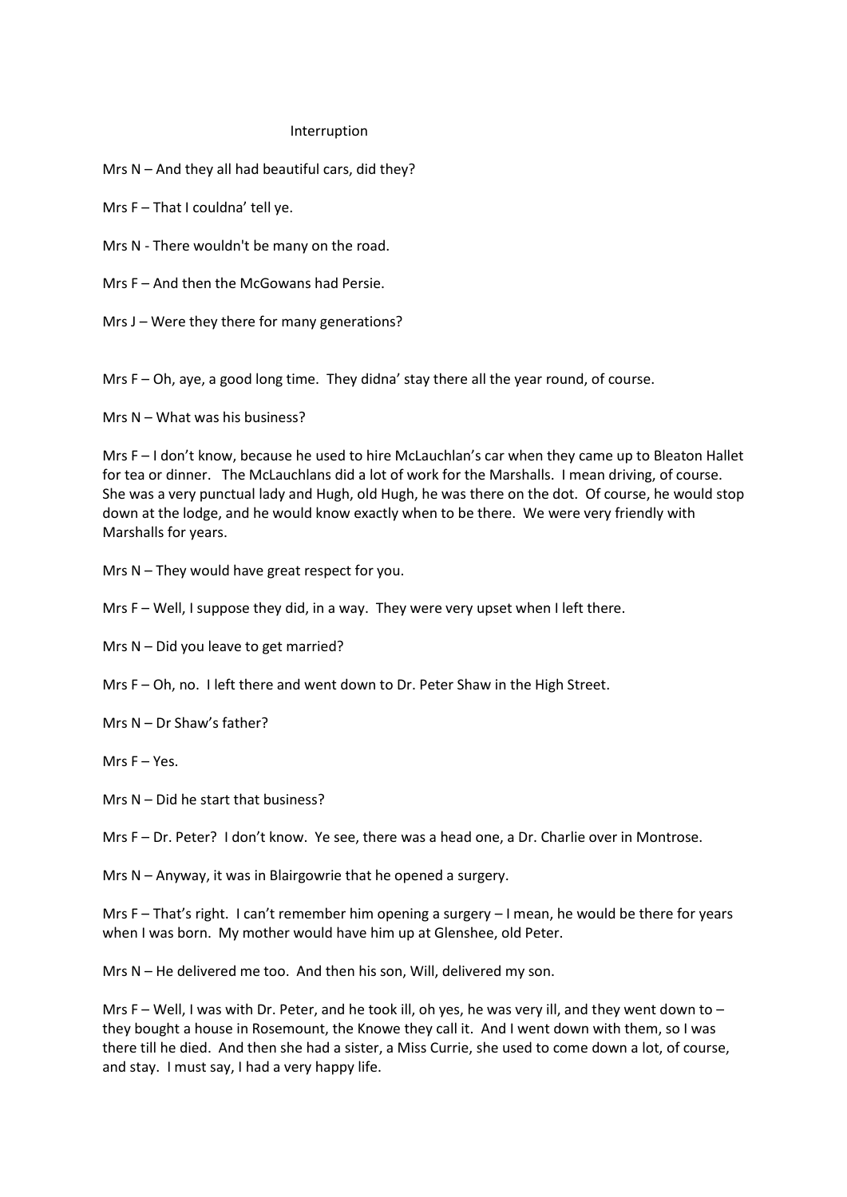Interruption

Mrs N – And they all had beautiful cars, did they?

Mrs F – That I couldna' tell ye.

Mrs N - There wouldn't be many on the road.

Mrs F – And then the McGowans had Persie.

Mrs J – Were they there for many generations?

Mrs F – Oh, aye, a good long time. They didna' stay there all the year round, of course.

Mrs N – What was his business?

Mrs F – I don't know, because he used to hire McLauchlan's car when they came up to Bleaton Hallet for tea or dinner. The McLauchlans did a lot of work for the Marshalls. I mean driving, of course. She was a very punctual lady and Hugh, old Hugh, he was there on the dot. Of course, he would stop down at the lodge, and he would know exactly when to be there. We were very friendly with Marshalls for years.

Mrs N – They would have great respect for you.

Mrs F – Well, I suppose they did, in a way. They were very upset when I left there.

Mrs N – Did you leave to get married?

Mrs F – Oh, no. I left there and went down to Dr. Peter Shaw in the High Street.

Mrs N – Dr Shaw's father?

Mrs F – Yes.

Mrs N – Did he start that business?

Mrs F – Dr. Peter? I don't know. Ye see, there was a head one, a Dr. Charlie over in Montrose.

Mrs N – Anyway, it was in Blairgowrie that he opened a surgery.

Mrs F – That's right. I can't remember him opening a surgery – I mean, he would be there for years when I was born. My mother would have him up at Glenshee, old Peter.

Mrs N – He delivered me too. And then his son, Will, delivered my son.

Mrs F – Well, I was with Dr. Peter, and he took ill, oh yes, he was very ill, and they went down to – they bought a house in Rosemount, the Knowe they call it. And I went down with them, so I was there till he died. And then she had a sister, a Miss Currie, she used to come down a lot, of course, and stay. I must say, I had a very happy life.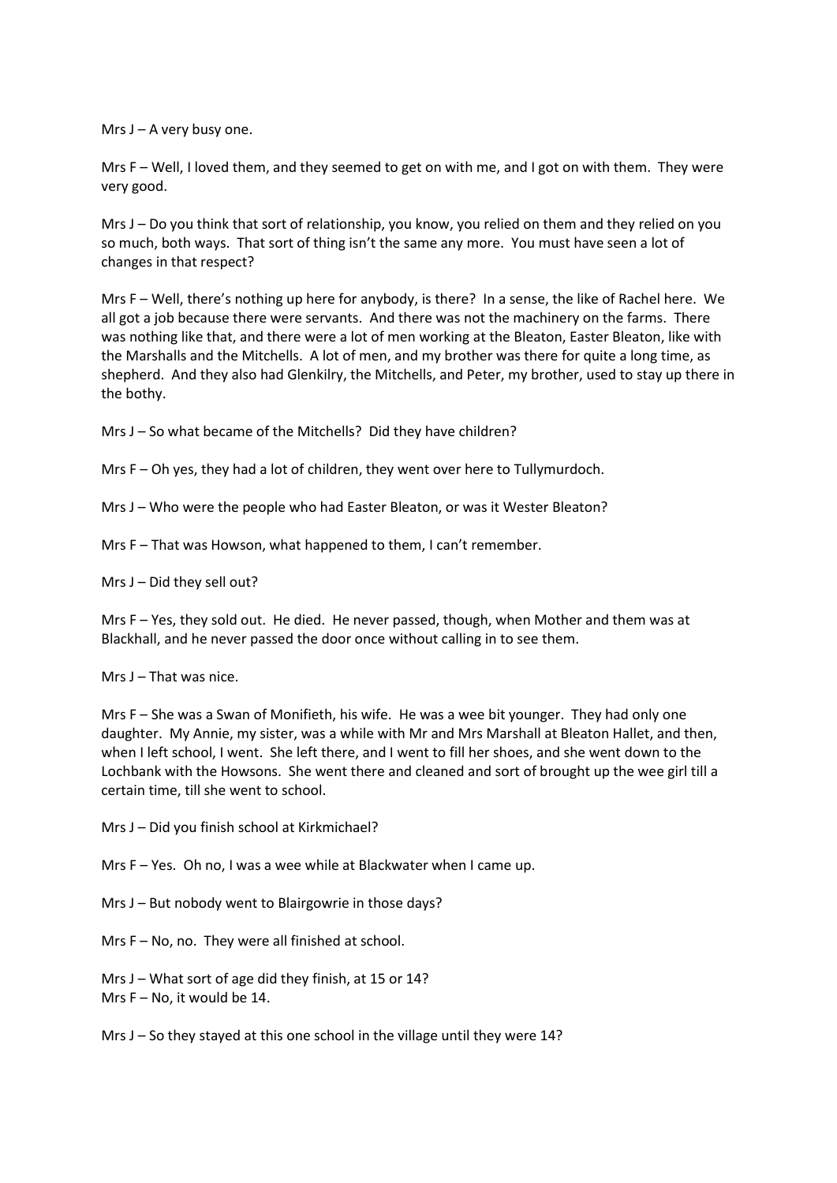Mrs J – A very busy one.

Mrs F – Well, I loved them, and they seemed to get on with me, and I got on with them. They were very good.

Mrs J – Do you think that sort of relationship, you know, you relied on them and they relied on you so much, both ways. That sort of thing isn't the same any more. You must have seen a lot of changes in that respect?

Mrs F – Well, there's nothing up here for anybody, is there? In a sense, the like of Rachel here. We all got a job because there were servants. And there was not the machinery on the farms. There was nothing like that, and there were a lot of men working at the Bleaton, Easter Bleaton, like with the Marshalls and the Mitchells. A lot of men, and my brother was there for quite a long time, as shepherd. And they also had Glenkilry, the Mitchells, and Peter, my brother, used to stay up there in the bothy.

Mrs J – So what became of the Mitchells? Did they have children?

Mrs F – Oh yes, they had a lot of children, they went over here to Tullymurdoch.

Mrs J – Who were the people who had Easter Bleaton, or was it Wester Bleaton?

Mrs F – That was Howson, what happened to them, I can't remember.

Mrs J – Did they sell out?

Mrs F – Yes, they sold out. He died. He never passed, though, when Mother and them was at Blackhall, and he never passed the door once without calling in to see them.

Mrs J – That was nice.

Mrs F – She was a Swan of Monifieth, his wife. He was a wee bit younger. They had only one daughter. My Annie, my sister, was a while with Mr and Mrs Marshall at Bleaton Hallet, and then, when I left school, I went. She left there, and I went to fill her shoes, and she went down to the Lochbank with the Howsons. She went there and cleaned and sort of brought up the wee girl till a certain time, till she went to school.

Mrs J – Did you finish school at Kirkmichael?

Mrs F – Yes. Oh no, I was a wee while at Blackwater when I came up.

Mrs J – But nobody went to Blairgowrie in those days?

Mrs F – No, no. They were all finished at school.

Mrs J – What sort of age did they finish, at 15 or 14?
Mrs F – No, it would be 14.

Mrs J – So they stayed at this one school in the village until they were 14?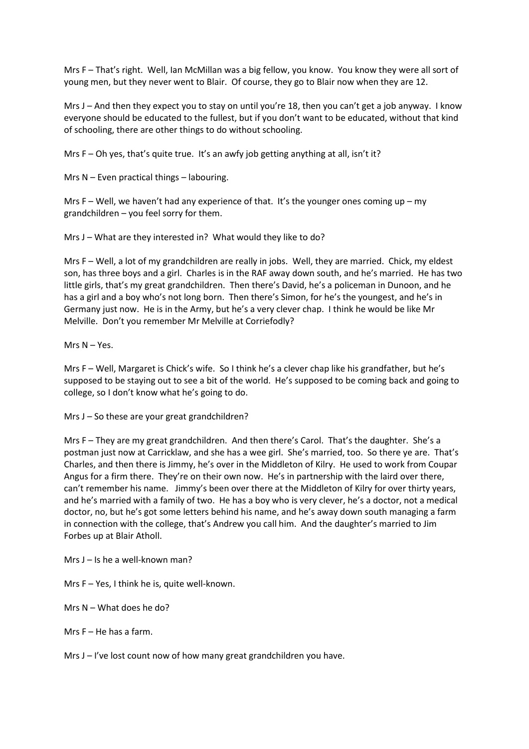Mrs F – That's right. Well, Ian McMillan was a big fellow, you know. You know they were all sort of young men, but they never went to Blair. Of course, they go to Blair now when they are 12.

Mrs J – And then they expect you to stay on until you're 18, then you can't get a job anyway. I know everyone should be educated to the fullest, but if you don't want to be educated, without that kind of schooling, there are other things to do without schooling.

Mrs F – Oh yes, that's quite true. It's an awfy job getting anything at all, isn't it?

Mrs N – Even practical things – labouring.

Mrs F – Well, we haven't had any experience of that. It's the younger ones coming up – my grandchildren – you feel sorry for them.

Mrs J – What are they interested in? What would they like to do?

Mrs F – Well, a lot of my grandchildren are really in jobs. Well, they are married. Chick, my eldest son, has three boys and a girl. Charles is in the RAF away down south, and he's married. He has two little girls, that's my great grandchildren. Then there's David, he's a policeman in Dunoon, and he has a girl and a boy who's not long born. Then there's Simon, for he's the youngest, and he's in Germany just now. He is in the Army, but he's a very clever chap. I think he would be like Mr Melville. Don't you remember Mr Melville at Corriefodly?

Mrs N – Yes.

Mrs F – Well, Margaret is Chick's wife. So I think he's a clever chap like his grandfather, but he's supposed to be staying out to see a bit of the world. He's supposed to be coming back and going to college, so I don't know what he's going to do.

Mrs J – So these are your great grandchildren?

Mrs F – They are my great grandchildren. And then there's Carol. That's the daughter. She's a postman just now at Carricklaw, and she has a wee girl. She's married, too. So there ye are. That's Charles, and then there is Jimmy, he's over in the Middleton of Kilry. He used to work from Coupar Angus for a firm there. They're on their own now. He's in partnership with the laird over there, can't remember his name. Jimmy's been over there at the Middleton of Kilry for over thirty years, and he's married with a family of two. He has a boy who is very clever, he's a doctor, not a medical doctor, no, but he's got some letters behind his name, and he's away down south managing a farm in connection with the college, that's Andrew you call him. And the daughter's married to Jim Forbes up at Blair Atholl.

Mrs J – Is he a well-known man?

Mrs F – Yes, I think he is, quite well-known.

Mrs N – What does he do?

Mrs F – He has a farm.

Mrs J – I've lost count now of how many great grandchildren you have.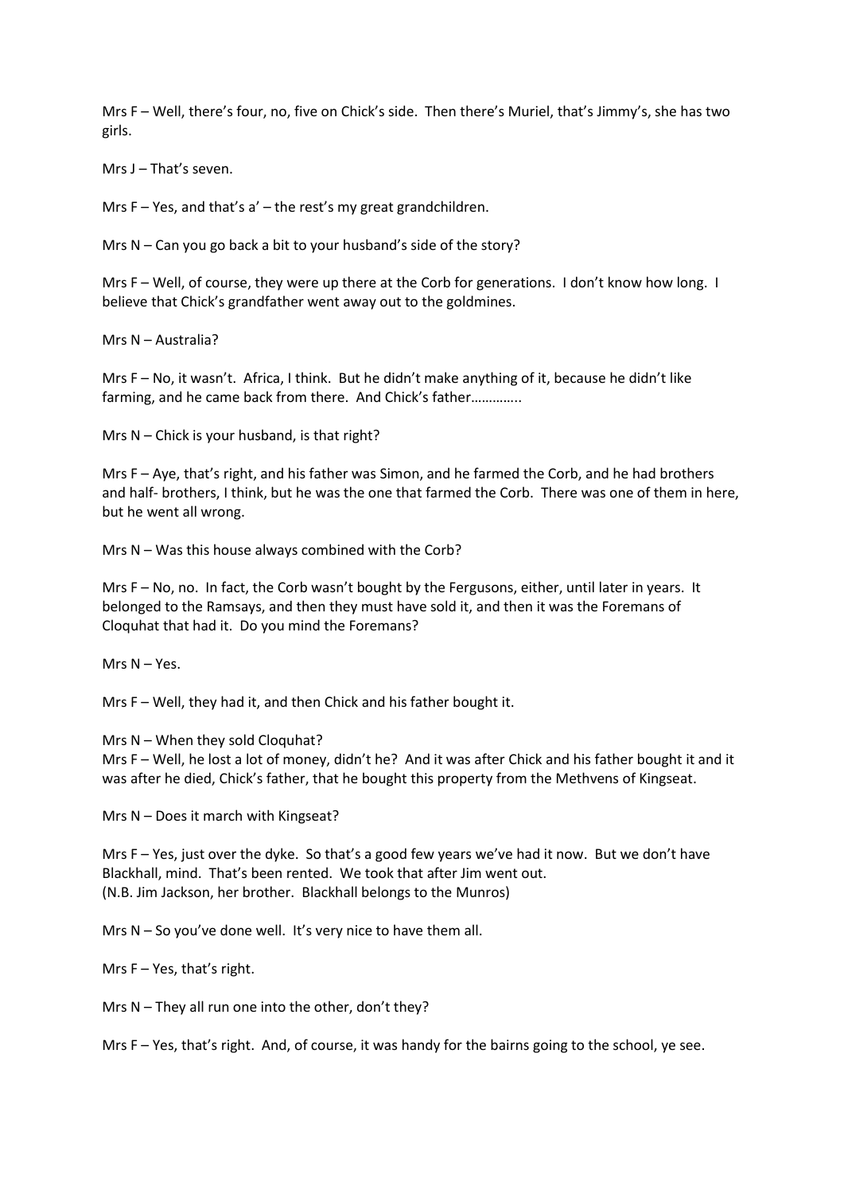Mrs F – Well, there's four, no, five on Chick's side. Then there's Muriel, that's Jimmy's, she has two girls.

Mrs J – That's seven.

Mrs F – Yes, and that's a' – the rest's my great grandchildren.

Mrs N – Can you go back a bit to your husband's side of the story?

Mrs F – Well, of course, they were up there at the Corb for generations. I don't know how long. I believe that Chick's grandfather went away out to the goldmines.

Mrs N – Australia?

Mrs F – No, it wasn't. Africa, I think. But he didn't make anything of it, because he didn't like farming, and he came back from there. And Chick's father…………..

Mrs N – Chick is your husband, is that right?

Mrs F – Aye, that's right, and his father was Simon, and he farmed the Corb, and he had brothers and half- brothers, I think, but he was the one that farmed the Corb. There was one of them in here, but he went all wrong.

Mrs N – Was this house always combined with the Corb?

Mrs F – No, no. In fact, the Corb wasn't bought by the Fergusons, either, until later in years. It belonged to the Ramsays, and then they must have sold it, and then it was the Foremans of Cloquhat that had it. Do you mind the Foremans?

Mrs N – Yes.

Mrs F – Well, they had it, and then Chick and his father bought it.

Mrs N – When they sold Cloquhat?
Mrs F – Well, he lost a lot of money, didn't he? And it was after Chick and his father bought it and it was after he died, Chick's father, that he bought this property from the Methvens of Kingseat.

Mrs N – Does it march with Kingseat?

Mrs F – Yes, just over the dyke. So that's a good few years we've had it now. But we don't have Blackhall, mind. That's been rented. We took that after Jim went out.
(N.B. Jim Jackson, her brother. Blackhall belongs to the Munros)

Mrs N – So you've done well. It's very nice to have them all.

Mrs F – Yes, that's right.

Mrs N – They all run one into the other, don't they?

Mrs F – Yes, that's right. And, of course, it was handy for the bairns going to the school, ye see.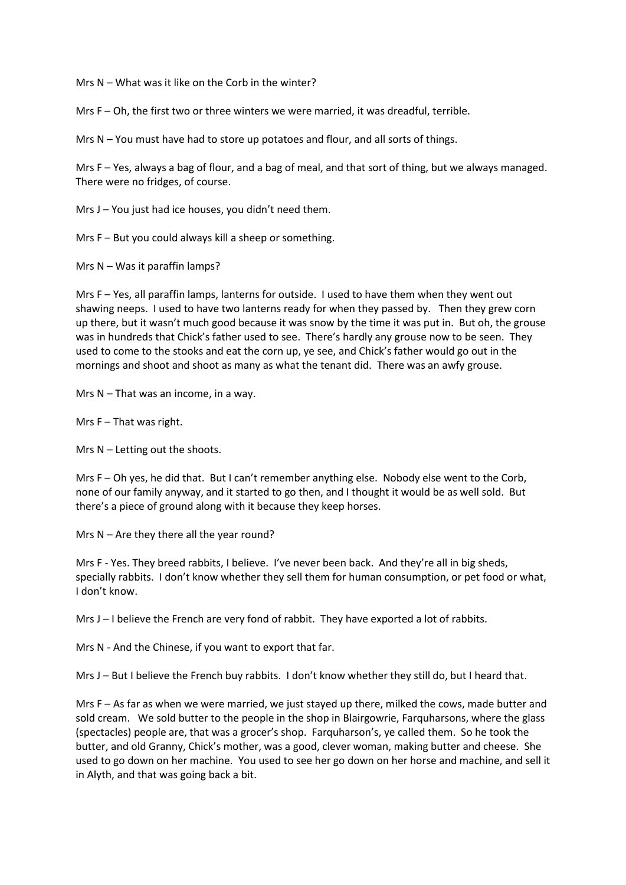Mrs N – What was it like on the Corb in the winter?

Mrs F – Oh, the first two or three winters we were married, it was dreadful, terrible.

Mrs N – You must have had to store up potatoes and flour, and all sorts of things.

Mrs F – Yes, always a bag of flour, and a bag of meal, and that sort of thing, but we always managed. There were no fridges, of course.

Mrs J – You just had ice houses, you didn't need them.

Mrs F – But you could always kill a sheep or something.

Mrs N – Was it paraffin lamps?

Mrs F – Yes, all paraffin lamps, lanterns for outside. I used to have them when they went out shawing neeps. I used to have two lanterns ready for when they passed by. Then they grew corn up there, but it wasn't much good because it was snow by the time it was put in. But oh, the grouse was in hundreds that Chick's father used to see. There's hardly any grouse now to be seen. They used to come to the stooks and eat the corn up, ye see, and Chick's father would go out in the mornings and shoot and shoot as many as what the tenant did. There was an awfy grouse.

Mrs N – That was an income, in a way.

Mrs F – That was right.

Mrs N – Letting out the shoots.

Mrs F – Oh yes, he did that. But I can't remember anything else. Nobody else went to the Corb, none of our family anyway, and it started to go then, and I thought it would be as well sold. But there's a piece of ground along with it because they keep horses.

Mrs N – Are they there all the year round?

Mrs F - Yes. They breed rabbits, I believe. I've never been back. And they're all in big sheds, specially rabbits. I don't know whether they sell them for human consumption, or pet food or what, I don't know.

Mrs J – I believe the French are very fond of rabbit. They have exported a lot of rabbits.

Mrs N - And the Chinese, if you want to export that far.

Mrs J – But I believe the French buy rabbits. I don't know whether they still do, but I heard that.

Mrs F – As far as when we were married, we just stayed up there, milked the cows, made butter and sold cream. We sold butter to the people in the shop in Blairgowrie, Farquharsons, where the glass (spectacles) people are, that was a grocer's shop. Farquharson's, ye called them. So he took the butter, and old Granny, Chick's mother, was a good, clever woman, making butter and cheese. She used to go down on her machine. You used to see her go down on her horse and machine, and sell it in Alyth, and that was going back a bit.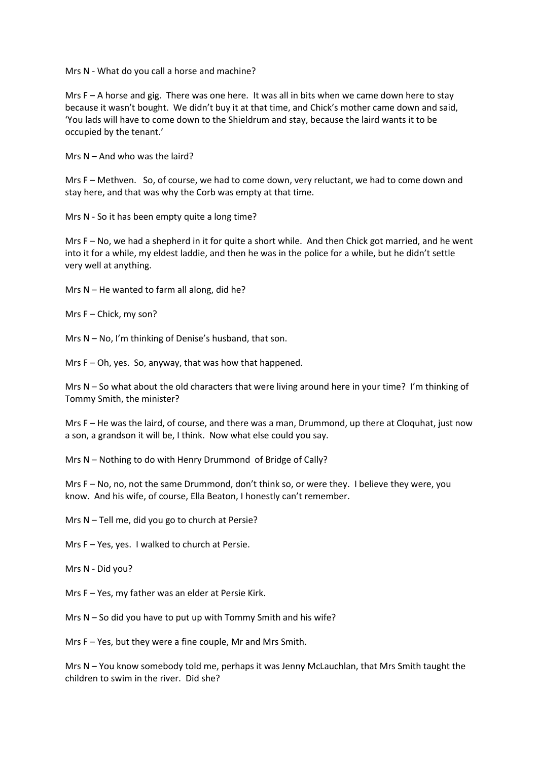Mrs N - What do you call a horse and machine?

Mrs F – A horse and gig. There was one here. It was all in bits when we came down here to stay because it wasn't bought. We didn't buy it at that time, and Chick's mother came down and said, 'You lads will have to come down to the Shieldrum and stay, because the laird wants it to be occupied by the tenant.'

Mrs N – And who was the laird?

Mrs F – Methven. So, of course, we had to come down, very reluctant, we had to come down and stay here, and that was why the Corb was empty at that time.

Mrs N - So it has been empty quite a long time?

Mrs F – No, we had a shepherd in it for quite a short while. And then Chick got married, and he went into it for a while, my eldest laddie, and then he was in the police for a while, but he didn't settle very well at anything.

Mrs N – He wanted to farm all along, did he?

Mrs F – Chick, my son?

Mrs N – No, I'm thinking of Denise's husband, that son.

Mrs F – Oh, yes. So, anyway, that was how that happened.

Mrs N – So what about the old characters that were living around here in your time? I'm thinking of Tommy Smith, the minister?

Mrs F – He was the laird, of course, and there was a man, Drummond, up there at Cloquhat, just now a son, a grandson it will be, I think. Now what else could you say.

Mrs N – Nothing to do with Henry Drummond of Bridge of Cally?

Mrs F – No, no, not the same Drummond, don't think so, or were they. I believe they were, you know. And his wife, of course, Ella Beaton, I honestly can't remember.

Mrs N – Tell me, did you go to church at Persie?

Mrs F – Yes, yes. I walked to church at Persie.

Mrs N - Did you?

Mrs F – Yes, my father was an elder at Persie Kirk.

Mrs N – So did you have to put up with Tommy Smith and his wife?

Mrs F – Yes, but they were a fine couple, Mr and Mrs Smith.

Mrs N – You know somebody told me, perhaps it was Jenny McLauchlan, that Mrs Smith taught the children to swim in the river. Did she?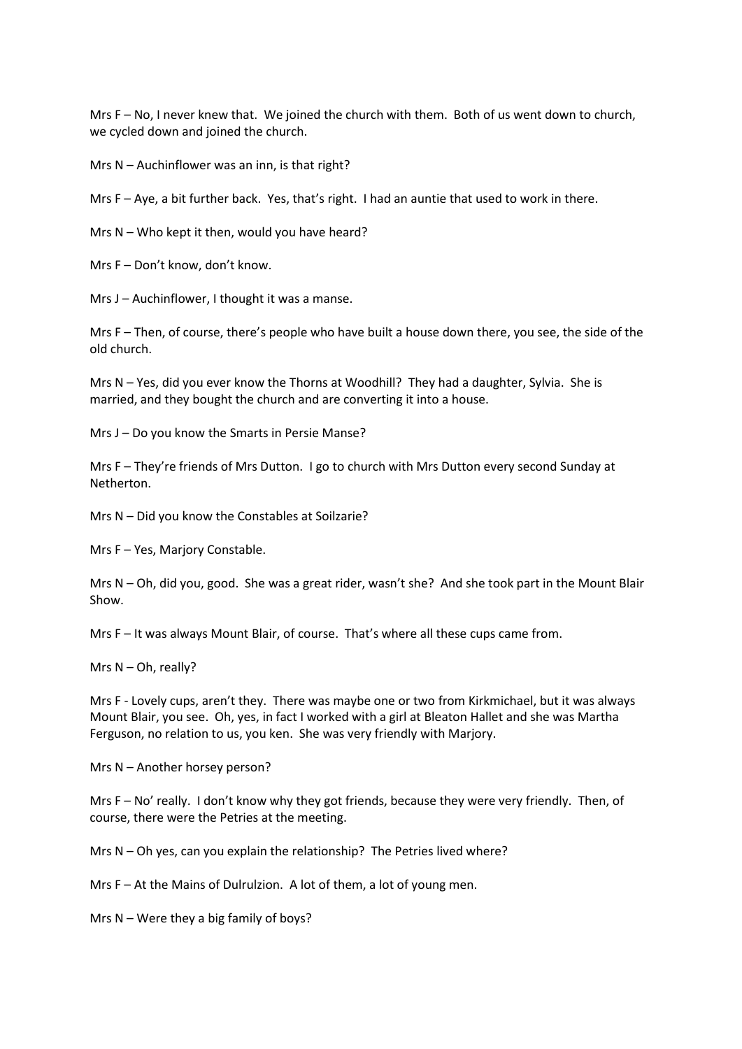Mrs F – No, I never knew that. We joined the church with them. Both of us went down to church, we cycled down and joined the church.

Mrs N – Auchinflower was an inn, is that right?

Mrs F – Aye, a bit further back. Yes, that's right. I had an auntie that used to work in there.

Mrs N – Who kept it then, would you have heard?

Mrs F – Don't know, don't know.

Mrs J – Auchinflower, I thought it was a manse.

Mrs F – Then, of course, there's people who have built a house down there, you see, the side of the old church.

Mrs N – Yes, did you ever know the Thorns at Woodhill? They had a daughter, Sylvia. She is married, and they bought the church and are converting it into a house.

Mrs J – Do you know the Smarts in Persie Manse?

Mrs F – They're friends of Mrs Dutton. I go to church with Mrs Dutton every second Sunday at Netherton.

Mrs N – Did you know the Constables at Soilzarie?

Mrs F – Yes, Marjory Constable.

Mrs N – Oh, did you, good. She was a great rider, wasn't she? And she took part in the Mount Blair Show.

Mrs F – It was always Mount Blair, of course. That's where all these cups came from.

Mrs N – Oh, really?

Mrs F - Lovely cups, aren't they. There was maybe one or two from Kirkmichael, but it was always Mount Blair, you see. Oh, yes, in fact I worked with a girl at Bleaton Hallet and she was Martha Ferguson, no relation to us, you ken. She was very friendly with Marjory.

Mrs N – Another horsey person?

Mrs F – No' really. I don't know why they got friends, because they were very friendly. Then, of course, there were the Petries at the meeting.

Mrs N – Oh yes, can you explain the relationship? The Petries lived where?

Mrs F – At the Mains of Dulrulzion. A lot of them, a lot of young men.

Mrs N – Were they a big family of boys?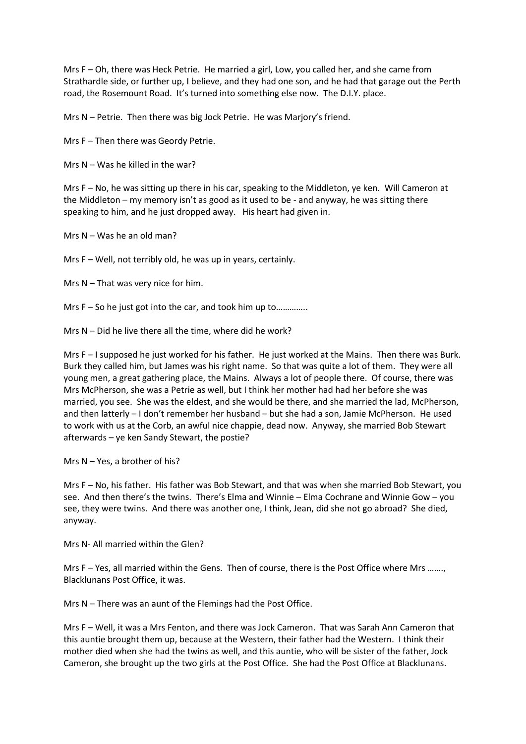Mrs F – Oh, there was Heck Petrie. He married a girl, Low, you called her, and she came from Strathardle side, or further up, I believe, and they had one son, and he had that garage out the Perth road, the Rosemount Road. It's turned into something else now. The D.I.Y. place.

Mrs N – Petrie. Then there was big Jock Petrie. He was Marjory's friend.

Mrs F – Then there was Geordy Petrie.

Mrs N – Was he killed in the war?

Mrs F – No, he was sitting up there in his car, speaking to the Middleton, ye ken. Will Cameron at the Middleton – my memory isn't as good as it used to be - and anyway, he was sitting there speaking to him, and he just dropped away. His heart had given in.

Mrs N – Was he an old man?

Mrs F – Well, not terribly old, he was up in years, certainly.

Mrs N – That was very nice for him.

Mrs F – So he just got into the car, and took him up to…………..

Mrs N – Did he live there all the time, where did he work?

Mrs F – I supposed he just worked for his father. He just worked at the Mains. Then there was Burk. Burk they called him, but James was his right name. So that was quite a lot of them. They were all young men, a great gathering place, the Mains. Always a lot of people there. Of course, there was Mrs McPherson, she was a Petrie as well, but I think her mother had had her before she was married, you see. She was the eldest, and she would be there, and she married the lad, McPherson, and then latterly – I don't remember her husband – but she had a son, Jamie McPherson. He used to work with us at the Corb, an awful nice chappie, dead now. Anyway, she married Bob Stewart afterwards – ye ken Sandy Stewart, the postie?

Mrs N – Yes, a brother of his?

Mrs F – No, his father. His father was Bob Stewart, and that was when she married Bob Stewart, you see. And then there's the twins. There's Elma and Winnie – Elma Cochrane and Winnie Gow – you see, they were twins. And there was another one, I think, Jean, did she not go abroad? She died, anyway.

Mrs N- All married within the Glen?

Mrs F – Yes, all married within the Gens. Then of course, there is the Post Office where Mrs ……., Blacklunans Post Office, it was.

Mrs N – There was an aunt of the Flemings had the Post Office.

Mrs F – Well, it was a Mrs Fenton, and there was Jock Cameron. That was Sarah Ann Cameron that this auntie brought them up, because at the Western, their father had the Western. I think their mother died when she had the twins as well, and this auntie, who will be sister of the father, Jock Cameron, she brought up the two girls at the Post Office. She had the Post Office at Blacklunans.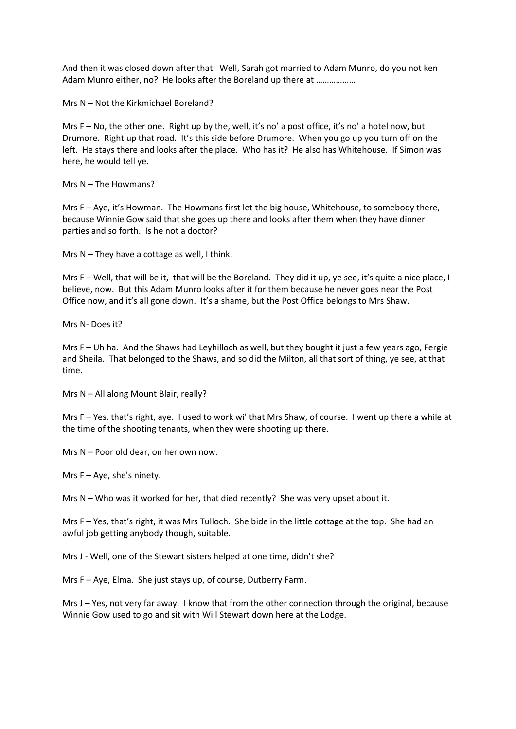And then it was closed down after that. Well, Sarah got married to Adam Munro, do you not ken Adam Munro either, no? He looks after the Boreland up there at ………………

Mrs N – Not the Kirkmichael Boreland?

Mrs F – No, the other one. Right up by the, well, it's no' a post office, it's no' a hotel now, but Drumore. Right up that road. It's this side before Drumore. When you go up you turn off on the left. He stays there and looks after the place. Who has it? He also has Whitehouse. If Simon was here, he would tell ye.

Mrs N – The Howmans?

Mrs F – Aye, it's Howman. The Howmans first let the big house, Whitehouse, to somebody there, because Winnie Gow said that she goes up there and looks after them when they have dinner parties and so forth. Is he not a doctor?

Mrs N – They have a cottage as well, I think.

Mrs F – Well, that will be it, that will be the Boreland. They did it up, ye see, it's quite a nice place, I believe, now. But this Adam Munro looks after it for them because he never goes near the Post Office now, and it's all gone down. It's a shame, but the Post Office belongs to Mrs Shaw.

Mrs N- Does it?

Mrs F – Uh ha. And the Shaws had Leyhilloch as well, but they bought it just a few years ago, Fergie and Sheila. That belonged to the Shaws, and so did the Milton, all that sort of thing, ye see, at that time.

Mrs N – All along Mount Blair, really?

Mrs F – Yes, that's right, aye. I used to work wi' that Mrs Shaw, of course. I went up there a while at the time of the shooting tenants, when they were shooting up there.

Mrs N – Poor old dear, on her own now.

Mrs F – Aye, she's ninety.

Mrs N – Who was it worked for her, that died recently? She was very upset about it.

Mrs F – Yes, that's right, it was Mrs Tulloch. She bide in the little cottage at the top. She had an awful job getting anybody though, suitable.

Mrs J - Well, one of the Stewart sisters helped at one time, didn't she?

Mrs F – Aye, Elma. She just stays up, of course, Dutberry Farm.

Mrs J – Yes, not very far away. I know that from the other connection through the original, because Winnie Gow used to go and sit with Will Stewart down here at the Lodge.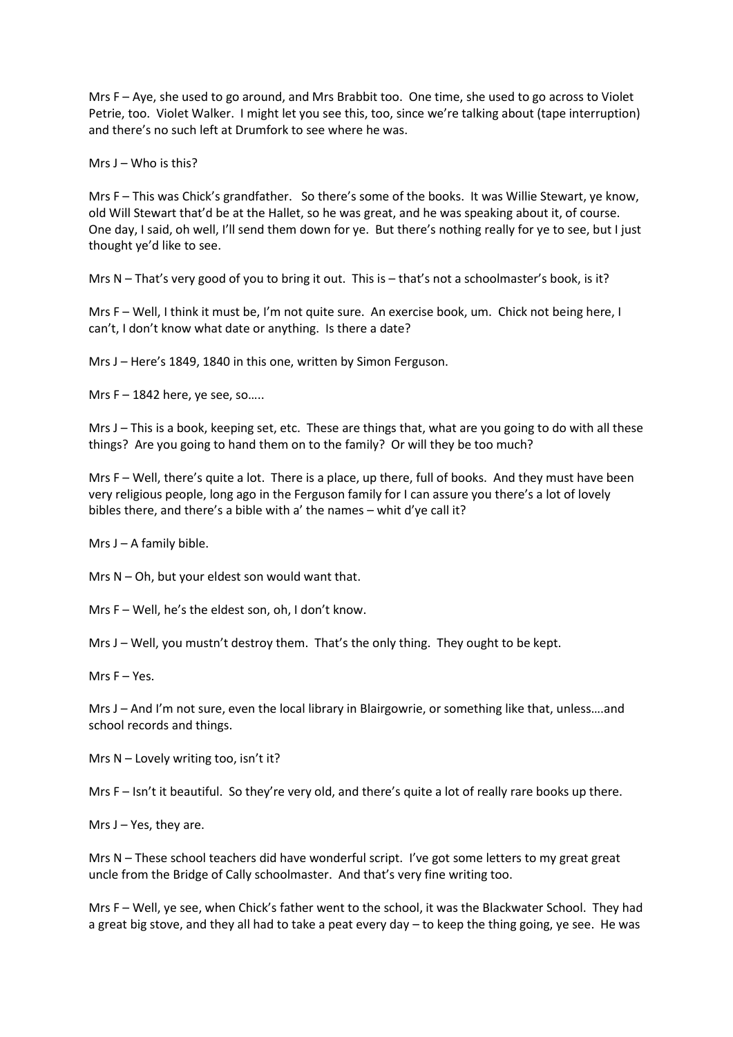Mrs F – Aye, she used to go around, and Mrs Brabbit too. One time, she used to go across to Violet Petrie, too. Violet Walker. I might let you see this, too, since we're talking about (tape interruption) and there's no such left at Drumfork to see where he was.

Mrs J – Who is this?

Mrs F – This was Chick's grandfather. So there's some of the books. It was Willie Stewart, ye know, old Will Stewart that'd be at the Hallet, so he was great, and he was speaking about it, of course. One day, I said, oh well, I'll send them down for ye. But there's nothing really for ye to see, but I just thought ye'd like to see.

Mrs N – That's very good of you to bring it out. This is – that's not a schoolmaster's book, is it?

Mrs F – Well, I think it must be, I'm not quite sure. An exercise book, um. Chick not being here, I can't, I don't know what date or anything. Is there a date?

Mrs J – Here's 1849, 1840 in this one, written by Simon Ferguson.

Mrs F – 1842 here, ye see, so…..

Mrs J – This is a book, keeping set, etc. These are things that, what are you going to do with all these things? Are you going to hand them on to the family? Or will they be too much?

Mrs F – Well, there's quite a lot. There is a place, up there, full of books. And they must have been very religious people, long ago in the Ferguson family for I can assure you there's a lot of lovely bibles there, and there's a bible with a' the names – whit d'ye call it?

Mrs J – A family bible.

Mrs N – Oh, but your eldest son would want that.

Mrs F – Well, he's the eldest son, oh, I don't know.

Mrs J – Well, you mustn't destroy them. That's the only thing. They ought to be kept.

Mrs F – Yes.

Mrs J – And I'm not sure, even the local library in Blairgowrie, or something like that, unless….and school records and things.

Mrs N – Lovely writing too, isn't it?

Mrs F – Isn't it beautiful. So they're very old, and there's quite a lot of really rare books up there.

Mrs J – Yes, they are.

Mrs N – These school teachers did have wonderful script. I've got some letters to my great great uncle from the Bridge of Cally schoolmaster. And that's very fine writing too.

Mrs F – Well, ye see, when Chick's father went to the school, it was the Blackwater School. They had a great big stove, and they all had to take a peat every day – to keep the thing going, ye see. He was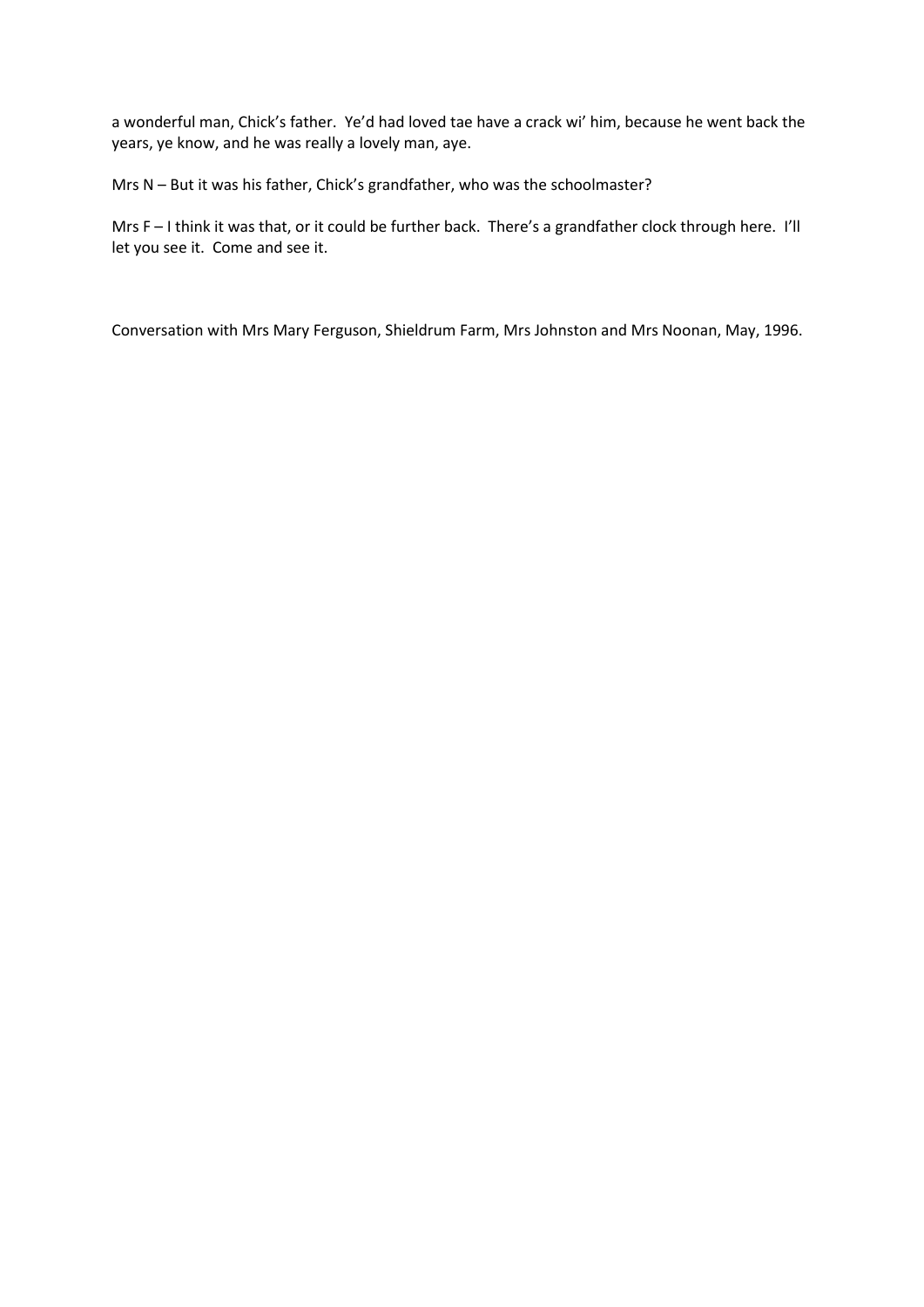a wonderful man, Chick's father. Ye'd had loved tae have a crack wi' him, because he went back the years, ye know, and he was really a lovely man, aye.

Mrs N – But it was his father, Chick's grandfather, who was the schoolmaster?

Mrs F – I think it was that, or it could be further back. There's a grandfather clock through here. I'll let you see it. Come and see it.

Conversation with Mrs Mary Ferguson, Shieldrum Farm, Mrs Johnston and Mrs Noonan, May, 1996.